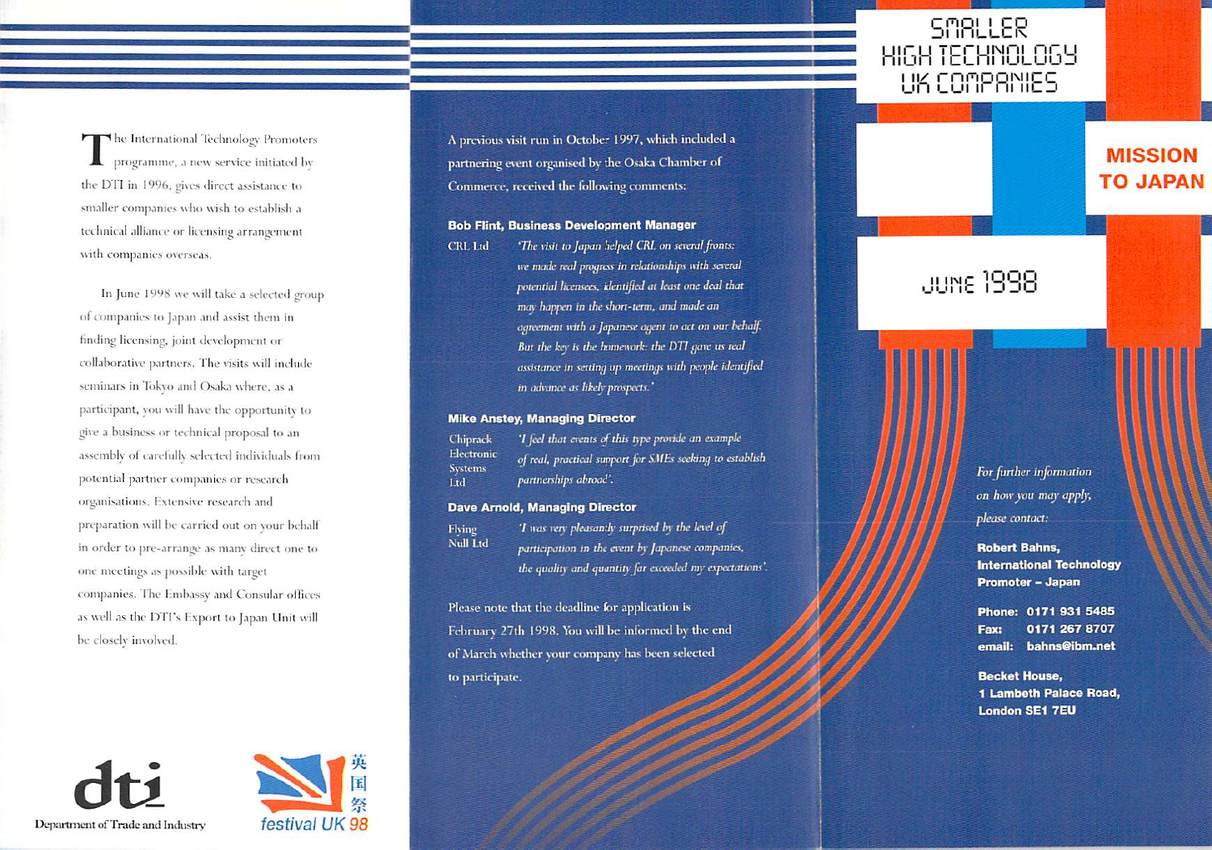# SMALLER HIGH TECHNOLOGY UK COMPANIES

## MISSION TO JAPAN

## JUNE 1998

The International Technology Promoters programme, a new service initiated by the DTI in 1996, gives direct assistance to smaller companies who wish to establish a technical alliance or licensing arrangement with companies overseas.

In June 1998 we will take a selected group of companies to Japan and assist them in finding licensing, joint development or collaborative partners. The visits will include seminars in Tokyo and Osaka where, as a participant, you will have the opportunity to give a business or technical proposal to an assembly of carefully selected individuals from potential partner companies or research organisations. Extensive research and preparation will be carried out on your behalf in order to pre-arrange as many direct one to one meetings as possible with target companies. The Embassy and Consular offices as well as the DTI's Export to Japan Unit will be closely involved.

A previous visit run in October 1997, which included a partnering event organised by the Osaka Chamber of Commerce, received the following comments:

**Bob Flint, Business Development Manager**

CRL Ltd

*'The visit to Japan helped CRL on several fronts: we made real progress in relationships with several potential licensees, identified at least one deal that may happen in the short-term, and made an agreement with a Japanese agent to act on our behalf. But the key is the homework: the DTI gave us real assistance in setting up meetings with people identified in advance as likely prospects.'*

**Mike Anstey, Managing Director**

Chiprack Electronic Systems Ltd

*'I feel that events of this type provide an example of real, practical support for SMEs seeking to establish partnerships abroad'.*

**Dave Arnold, Managing Director**

Flying Null Ltd

*'I was very pleasantly surprised by the level of participation in the event by Japanese companies, the quality and quantity far exceeded my expectations'.*

Please note that the deadline for application is February 27th 1998. You will be informed by the end of March whether your company has been selected to participate.

*For further information on how you may apply, please contact:*

**Robert Bahns,**
**International Technology Promoter – Japan**

**Phone:** 0171 931 5485
**Fax:** 0171 267 8707
**email:** bahns@ibm.net

**Becket House,**
**1 Lambeth Palace Road,**
**London SE1 7EU**

dti
Department of Trade and Industry

英国祭
festival UK 98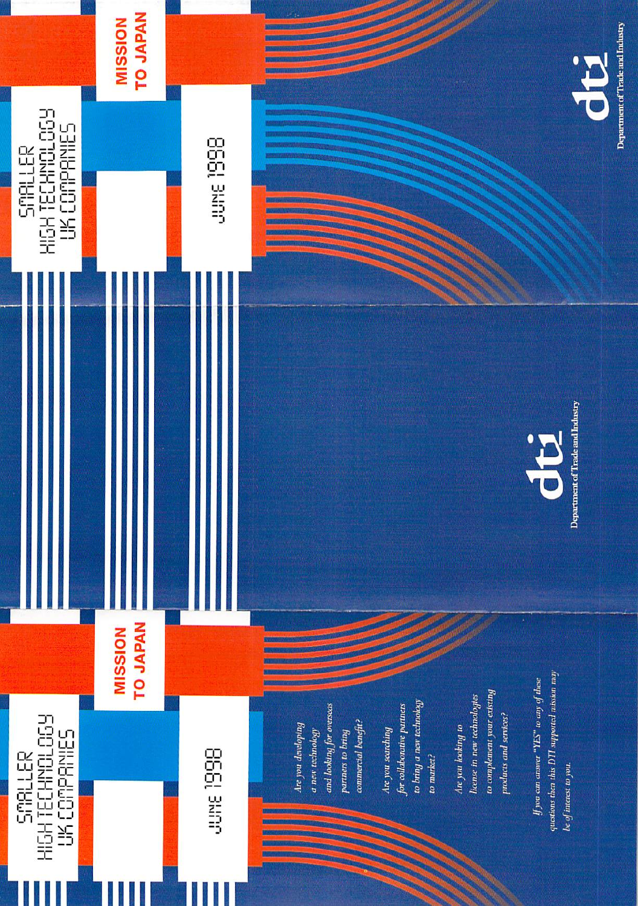# SMALLER HIGH TECHNOLOGY UK COMPANIES

## MISSION TO JAPAN

JUNE 1998

dti

Department of Trade and Industry

# SMALLER HIGH TECHNOLOGY UK COMPANIES

## MISSION TO JAPAN

JUNE 1998

*Are you developing a new technology and looking for overseas partners to bring commercial benefit?*

*Are you searching for collaborative partners to bring a new technology to market?*

*Are you looking to license in new technologies to complement your existing products and services?*

*If you can answer "YES" to any of these questions then this DTI supported mission may be of interest to you.*

dti

Department of Trade and Industry